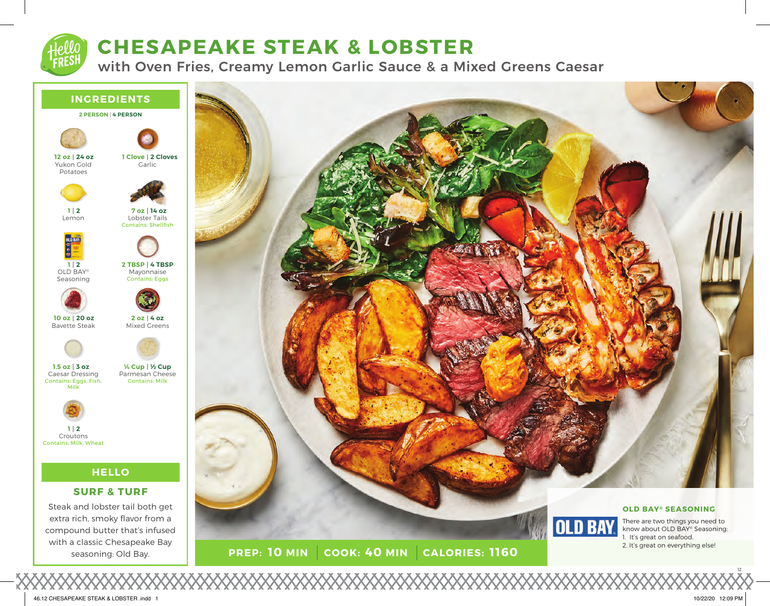# CHESAPEAKE STEAK & LOBSTER

## with Oven Fries, Creamy Lemon Garlic Sauce & a Mixed Greens Caesar

## INGREDIENTS

**2 PERSON | 4 PERSON**

- **12 oz | 24 oz** Yukon Gold Potatoes
- **1 Clove | 2 Cloves** Garlic
- **1 | 2** Lemon
- **7 oz | 14 oz** Lobster Tails — Contains: Shellfish
- **1 | 2** OLD BAY® Seasoning
- **2 TBSP | 4 TBSP** Mayonnaise — Contains: Eggs
- **10 oz | 20 oz** Bavette Steak
- **2 oz | 4 oz** Mixed Greens
- **1.5 oz | 3 oz** Caesar Dressing — Contains: Eggs, Fish, Milk
- **¼ Cup | ½ Cup** Parmesan Cheese — Contains: Milk
- **1 | 2** Croutons — Contains: Milk, Wheat

## HELLO

### SURF & TURF

Steak and lobster tail both get extra rich, smoky flavor from a compound butter that's infused with a classic Chesapeake Bay seasoning: Old Bay.

**PREP: 10 MIN | COOK: 40 MIN | CALORIES: 1160**

### OLD BAY® SEASONING

There are two things you need to know about OLD BAY® Seasoning:

1. It's great on seafood.
2. It's great on everything else!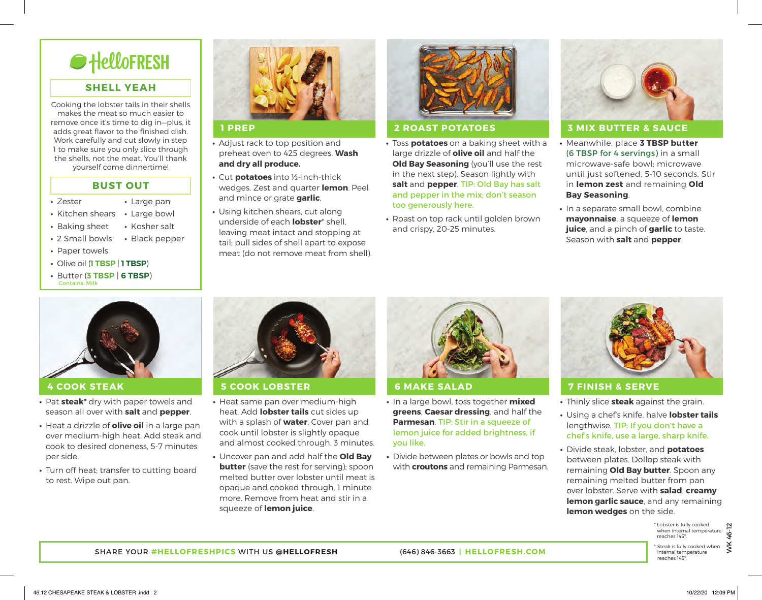# HelloFRESH

## SHELL YEAH

Cooking the lobster tails in their shells makes the meat so much easier to remove once it's time to dig in—plus, it adds great flavor to the finished dish. Work carefully and cut slowly in step 1 to make sure you only slice through the shells, not the meat. You'll thank yourself come dinnertime!

## BUST OUT

- Zester
- Kitchen shears
- Baking sheet
- 2 Small bowls
- Paper towels
- Large pan
- Large bowl
- Kosher salt
- Black pepper
- Olive oil (1 TBSP | 1 TBSP)
- Butter (3 TBSP | 6 TBSP)
  Contains: Milk

## 1 PREP

- Adjust rack to top position and preheat oven to 425 degrees. **Wash and dry all produce.**
- Cut **potatoes** into ½-inch-thick wedges. Zest and quarter **lemon**. Peel and mince or grate **garlic**.
- Using kitchen shears, cut along underside of each **lobster*** shell, leaving meat intact and stopping at tail; pull sides of shell apart to expose meat (do not remove meat from shell).

## 2 ROAST POTATOES

- Toss **potatoes** on a baking sheet with a large drizzle of **olive oil** and half the **Old Bay Seasoning** (you'll use the rest in the next step). Season lightly with **salt** and **pepper**. TIP: Old Bay has salt and pepper in the mix; don't season too generously here.
- Roast on top rack until golden brown and crispy, 20-25 minutes.

## 3 MIX BUTTER & SAUCE

- Meanwhile, place **3 TBSP butter** (6 TBSP for 4 servings) in a small microwave-safe bowl; microwave until just softened, 5-10 seconds. Stir in **lemon zest** and remaining **Old Bay Seasoning**.
- In a separate small bowl, combine **mayonnaise**, a squeeze of **lemon juice**, and a pinch of **garlic** to taste. Season with **salt** and **pepper**.

## 4 COOK STEAK

- Pat **steak*** dry with paper towels and season all over with **salt** and **pepper**.
- Heat a drizzle of **olive oil** in a large pan over medium-high heat. Add steak and cook to desired doneness, 5-7 minutes per side.
- Turn off heat; transfer to cutting board to rest. Wipe out pan.

## 5 COOK LOBSTER

- Heat same pan over medium-high heat. Add **lobster tails** cut sides up with a splash of **water**. Cover pan and cook until lobster is slightly opaque and almost cooked through, 3 minutes.
- Uncover pan and add half the **Old Bay butter** (save the rest for serving); spoon melted butter over lobster until meat is opaque and cooked through, 1 minute more. Remove from heat and stir in a squeeze of **lemon juice**.

## 6 MAKE SALAD

- In a large bowl, toss together **mixed greens**, **Caesar dressing**, and half the **Parmesan**. TIP: Stir in a squeeze of lemon juice for added brightness, if you like.
- Divide between plates or bowls and top with **croutons** and remaining Parmesan.

## 7 FINISH & SERVE

- Thinly slice **steak** against the grain.
- Using a chef's knife, halve **lobster tails** lengthwise. TIP: If you don't have a chef's knife, use a large, sharp knife.
- Divide steak, lobster, and **potatoes** between plates. Dollop steak with remaining **Old Bay butter**. Spoon any remaining melted butter from pan over lobster. Serve with **salad**, **creamy lemon garlic sauce**, and any remaining **lemon wedges** on the side.

\* Lobster is fully cooked when internal temperature reaches 145°.

\* Steak is fully cooked when internal temperature reaches 145°.

WK 46-12

SHARE YOUR #HELLOFRESHPICS WITH US @HELLOFRESH (646) 846-3663 | HELLOFRESH.COM